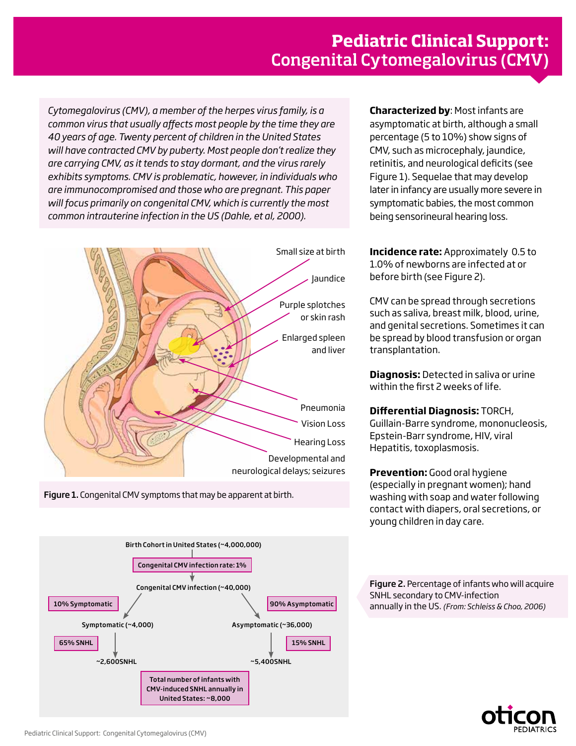# Pediatric Clinical Support: Congenital Cytomegalovirus (CMV)

*Cytomegalovirus (CMV), a member of the herpes virus family, is a common virus that usually affects most people by the time they are 40 years of age. Twenty percent of children in the United States will have contracted CMV by puberty. Most people don't realize they are carrying CMV, as it tends to stay dormant, and the virus rarely exhibits symptoms. CMV is problematic, however, in individuals who are immunocompromised and those who are pregnant. This paper will focus primarily on congenital CMV, which is currently the most common intrauterine infection in the US (Dahle, et al, 2000).*

Small size at birth

Jaundice

Purple splotches or skin rash

Enlarged spleen and liver

Pneumonia

Vision Loss

Hearing Loss

Developmental and neurological delays; seizures

**Figure 1.** Congenital CMV symptoms that may be apparent at birth.

Birth Cohort in United States (~4,000,000)

Congenital CMV infection rate: 1%

Congenital CMV infection (~40,000)

10% Symptomatic — Symptomatic (~4,000) — 65% SNHL — ~2,600SNHL

90% Asymptomatic — Asymptomatic (~36,000) — 15% SNHL — ~5,400SNHL

Total number of infants with CMV-induced SNHL annually in United States: ~8,000

**Figure 2.** Percentage of infants who will acquire SNHL secondary to CMV-infection annually in the US. *(From: Schleiss & Choo, 2006)*

**Characterized by**: Most infants are asymptomatic at birth, although a small percentage (5 to 10%) show signs of CMV, such as microcephaly, jaundice, retinitis, and neurological deficits (see Figure 1). Sequelae that may develop later in infancy are usually more severe in symptomatic babies, the most common being sensorineural hearing loss.

**Incidence rate:** Approximately 0.5 to 1.0% of newborns are infected at or before birth (see Figure 2).

CMV can be spread through secretions such as saliva, breast milk, blood, urine, and genital secretions. Sometimes it can be spread by blood transfusion or organ transplantation.

**Diagnosis:** Detected in saliva or urine within the first 2 weeks of life.

**Differential Diagnosis:** TORCH, Guillain-Barre syndrome, mononucleosis, Epstein-Barr syndrome, HIV, viral Hepatitis, toxoplasmosis.

**Prevention:** Good oral hygiene (especially in pregnant women); hand washing with soap and water following contact with diapers, oral secretions, or young children in day care.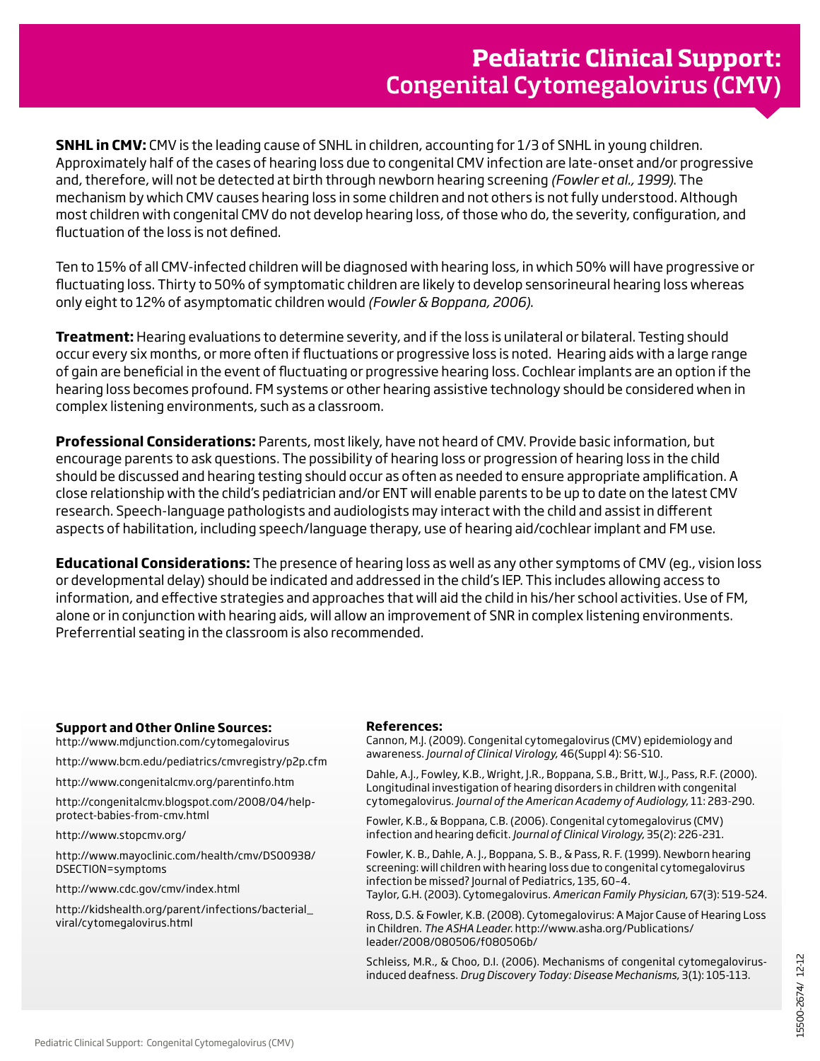# Pediatric Clinical Support: Congenital Cytomegalovirus (CMV)

**SNHL in CMV:** CMV is the leading cause of SNHL in children, accounting for 1/3 of SNHL in young children. Approximately half of the cases of hearing loss due to congenital CMV infection are late-onset and/or progressive and, therefore, will not be detected at birth through newborn hearing screening *(Fowler et al., 1999)*. The mechanism by which CMV causes hearing loss in some children and not others is not fully understood. Although most children with congenital CMV do not develop hearing loss, of those who do, the severity, configuration, and fluctuation of the loss is not defined.

Ten to 15% of all CMV-infected children will be diagnosed with hearing loss, in which 50% will have progressive or fluctuating loss. Thirty to 50% of symptomatic children are likely to develop sensorineural hearing loss whereas only eight to 12% of asymptomatic children would *(Fowler & Boppana, 2006)*.

**Treatment:** Hearing evaluations to determine severity, and if the loss is unilateral or bilateral. Testing should occur every six months, or more often if fluctuations or progressive loss is noted. Hearing aids with a large range of gain are beneficial in the event of fluctuating or progressive hearing loss. Cochlear implants are an option if the hearing loss becomes profound. FM systems or other hearing assistive technology should be considered when in complex listening environments, such as a classroom.

**Professional Considerations:** Parents, most likely, have not heard of CMV. Provide basic information, but encourage parents to ask questions. The possibility of hearing loss or progression of hearing loss in the child should be discussed and hearing testing should occur as often as needed to ensure appropriate amplification. A close relationship with the child's pediatrician and/or ENT will enable parents to be up to date on the latest CMV research. Speech-language pathologists and audiologists may interact with the child and assist in different aspects of habilitation, including speech/language therapy, use of hearing aid/cochlear implant and FM use.

**Educational Considerations:** The presence of hearing loss as well as any other symptoms of CMV (eg., vision loss or developmental delay) should be indicated and addressed in the child's IEP. This includes allowing access to information, and effective strategies and approaches that will aid the child in his/her school activities. Use of FM, alone or in conjunction with hearing aids, will allow an improvement of SNR in complex listening environments. Preferential seating in the classroom is also recommended.

### Support and Other Online Sources:

http://www.mdjunction.com/cytomegalovirus

http://www.bcm.edu/pediatrics/cmvregistry/p2p.cfm

http://www.congenitalcmv.org/parentinfo.htm

http://congenitalcmv.blogspot.com/2008/04/help-protect-babies-from-cmv.html

http://www.stopcmv.org/

http://www.mayoclinic.com/health/cmv/DS00938/DSECTION=symptoms

http://www.cdc.gov/cmv/index.html

http://kidshealth.org/parent/infections/bacterial_viral/cytomegalovirus.html

### References:

Cannon, M.J. (2009). Congenital cytomegalovirus (CMV) epidemiology and awareness. *Journal of Clinical Virology*, 46(Suppl 4): S6-S10.

Dahle, A.J., Fowley, K.B., Wright, J.R., Boppana, S.B., Britt, W.J., Pass, R.F. (2000). Longitudinal investigation of hearing disorders in children with congenital cytomegalovirus. *Journal of the American Academy of Audiology*, 11: 283-290.

Fowler, K.B., & Boppana, C.B. (2006). Congenital cytomegalovirus (CMV) infection and hearing deficit. *Journal of Clinical Virology*, 35(2): 226-231.

Fowler, K. B., Dahle, A. J., Boppana, S. B., & Pass, R. F. (1999). Newborn hearing screening: will children with hearing loss due to congenital cytomegalovirus infection be missed? Journal of Pediatrics, 135, 60–4.

Taylor, G.H. (2003). Cytomegalovirus. *American Family Physician*, 67(3): 519-524.

Ross, D.S. & Fowler, K.B. (2008). Cytomegalovirus: A Major Cause of Hearing Loss in Children. *The ASHA Leader*. http://www.asha.org/Publications/leader/2008/080506/f080506b/

Schleiss, M.R., & Choo, D.I. (2006). Mechanisms of congenital cytomegalovirus-induced deafness. *Drug Discovery Today: Disease Mechanisms*, 3(1): 105-113.

15500-2674/ 12-12